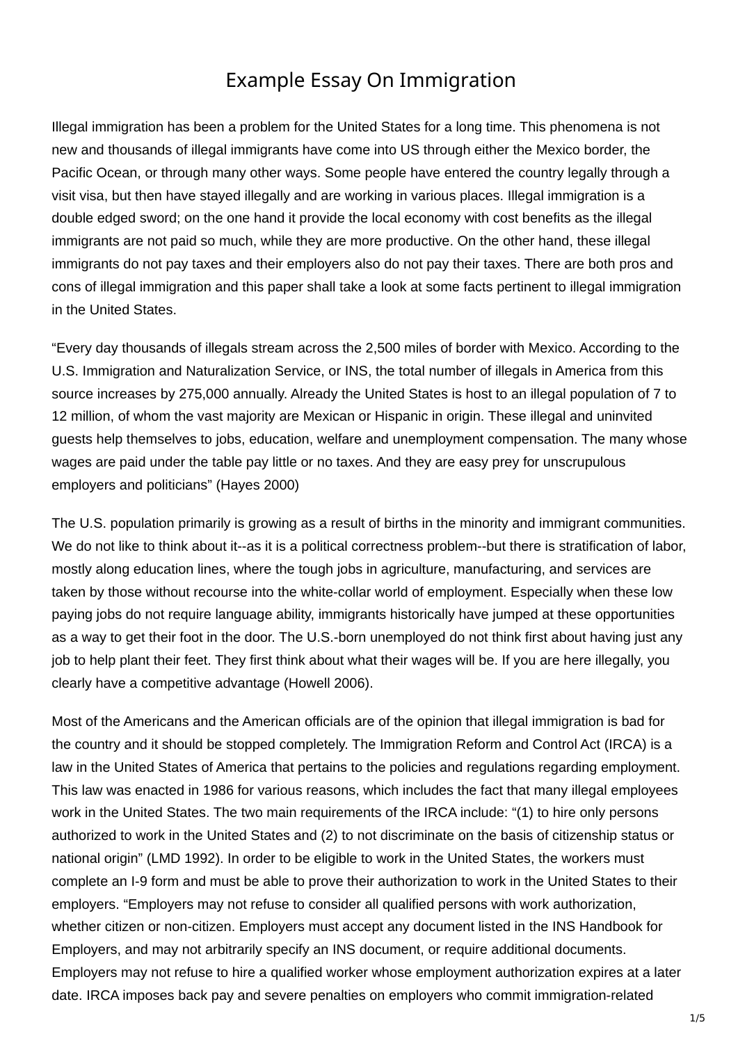# Example Essay On Immigration

Illegal immigration has been a problem for the United States for a long time. This phenomena is not new and thousands of illegal immigrants have come into US through either the Mexico border, the Pacific Ocean, or through many other ways. Some people have entered the country legally through a visit visa, but then have stayed illegally and are working in various places. Illegal immigration is a double edged sword; on the one hand it provide the local economy with cost benefits as the illegal immigrants are not paid so much, while they are more productive. On the other hand, these illegal immigrants do not pay taxes and their employers also do not pay their taxes. There are both pros and cons of illegal immigration and this paper shall take a look at some facts pertinent to illegal immigration in the United States.

“Every day thousands of illegals stream across the 2,500 miles of border with Mexico. According to the U.S. Immigration and Naturalization Service, or INS, the total number of illegals in America from this source increases by 275,000 annually. Already the United States is host to an illegal population of 7 to 12 million, of whom the vast majority are Mexican or Hispanic in origin. These illegal and uninvited guests help themselves to jobs, education, welfare and unemployment compensation. The many whose wages are paid under the table pay little or no taxes. And they are easy prey for unscrupulous employers and politicians” (Hayes 2000)

The U.S. population primarily is growing as a result of births in the minority and immigrant communities. We do not like to think about it--as it is a political correctness problem--but there is stratification of labor, mostly along education lines, where the tough jobs in agriculture, manufacturing, and services are taken by those without recourse into the white-collar world of employment. Especially when these low paying jobs do not require language ability, immigrants historically have jumped at these opportunities as a way to get their foot in the door. The U.S.-born unemployed do not think first about having just any job to help plant their feet. They first think about what their wages will be. If you are here illegally, you clearly have a competitive advantage (Howell 2006).

Most of the Americans and the American officials are of the opinion that illegal immigration is bad for the country and it should be stopped completely. The Immigration Reform and Control Act (IRCA) is a law in the United States of America that pertains to the policies and regulations regarding employment. This law was enacted in 1986 for various reasons, which includes the fact that many illegal employees work in the United States. The two main requirements of the IRCA include: “(1) to hire only persons authorized to work in the United States and (2) to not discriminate on the basis of citizenship status or national origin” (LMD 1992). In order to be eligible to work in the United States, the workers must complete an I-9 form and must be able to prove their authorization to work in the United States to their employers. “Employers may not refuse to consider all qualified persons with work authorization, whether citizen or non-citizen. Employers must accept any document listed in the INS Handbook for Employers, and may not arbitrarily specify an INS document, or require additional documents. Employers may not refuse to hire a qualified worker whose employment authorization expires at a later date. IRCA imposes back pay and severe penalties on employers who commit immigration-related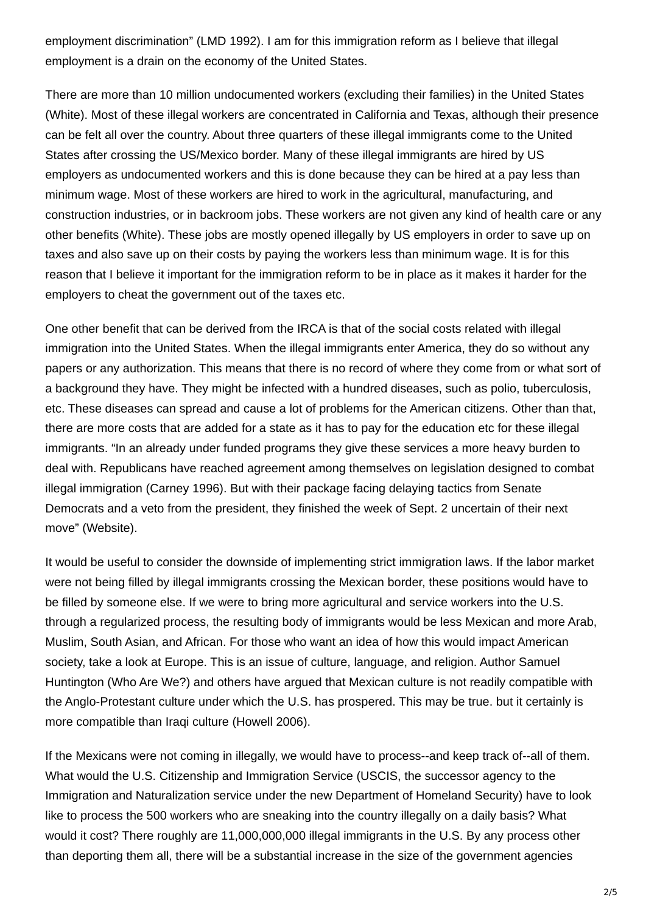employment discrimination" (LMD 1992). I am for this immigration reform as I believe that illegal employment is a drain on the economy of the United States.

There are more than 10 million undocumented workers (excluding their families) in the United States (White). Most of these illegal workers are concentrated in California and Texas, although their presence can be felt all over the country. About three quarters of these illegal immigrants come to the United States after crossing the US/Mexico border. Many of these illegal immigrants are hired by US employers as undocumented workers and this is done because they can be hired at a pay less than minimum wage. Most of these workers are hired to work in the agricultural, manufacturing, and construction industries, or in backroom jobs. These workers are not given any kind of health care or any other benefits (White). These jobs are mostly opened illegally by US employers in order to save up on taxes and also save up on their costs by paying the workers less than minimum wage. It is for this reason that I believe it important for the immigration reform to be in place as it makes it harder for the employers to cheat the government out of the taxes etc.

One other benefit that can be derived from the IRCA is that of the social costs related with illegal immigration into the United States. When the illegal immigrants enter America, they do so without any papers or any authorization. This means that there is no record of where they come from or what sort of a background they have. They might be infected with a hundred diseases, such as polio, tuberculosis, etc. These diseases can spread and cause a lot of problems for the American citizens. Other than that, there are more costs that are added for a state as it has to pay for the education etc for these illegal immigrants. "In an already under funded programs they give these services a more heavy burden to deal with. Republicans have reached agreement among themselves on legislation designed to combat illegal immigration (Carney 1996). But with their package facing delaying tactics from Senate Democrats and a veto from the president, they finished the week of Sept. 2 uncertain of their next move" (Website).

It would be useful to consider the downside of implementing strict immigration laws. If the labor market were not being filled by illegal immigrants crossing the Mexican border, these positions would have to be filled by someone else. If we were to bring more agricultural and service workers into the U.S. through a regularized process, the resulting body of immigrants would be less Mexican and more Arab, Muslim, South Asian, and African. For those who want an idea of how this would impact American society, take a look at Europe. This is an issue of culture, language, and religion. Author Samuel Huntington (Who Are We?) and others have argued that Mexican culture is not readily compatible with the Anglo-Protestant culture under which the U.S. has prospered. This may be true. but it certainly is more compatible than Iraqi culture (Howell 2006).

If the Mexicans were not coming in illegally, we would have to process--and keep track of--all of them. What would the U.S. Citizenship and Immigration Service (USCIS, the successor agency to the Immigration and Naturalization service under the new Department of Homeland Security) have to look like to process the 500 workers who are sneaking into the country illegally on a daily basis? What would it cost? There roughly are 11,000,000,000 illegal immigrants in the U.S. By any process other than deporting them all, there will be a substantial increase in the size of the government agencies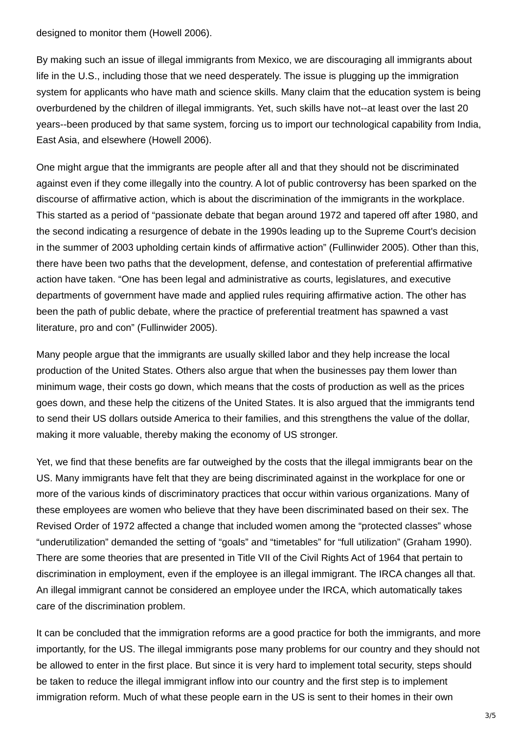designed to monitor them (Howell 2006).

By making such an issue of illegal immigrants from Mexico, we are discouraging all immigrants about life in the U.S., including those that we need desperately. The issue is plugging up the immigration system for applicants who have math and science skills. Many claim that the education system is being overburdened by the children of illegal immigrants. Yet, such skills have not--at least over the last 20 years--been produced by that same system, forcing us to import our technological capability from India, East Asia, and elsewhere (Howell 2006).

One might argue that the immigrants are people after all and that they should not be discriminated against even if they come illegally into the country. A lot of public controversy has been sparked on the discourse of affirmative action, which is about the discrimination of the immigrants in the workplace. This started as a period of "passionate debate that began around 1972 and tapered off after 1980, and the second indicating a resurgence of debate in the 1990s leading up to the Supreme Court's decision in the summer of 2003 upholding certain kinds of affirmative action" (Fullinwider 2005). Other than this, there have been two paths that the development, defense, and contestation of preferential affirmative action have taken. "One has been legal and administrative as courts, legislatures, and executive departments of government have made and applied rules requiring affirmative action. The other has been the path of public debate, where the practice of preferential treatment has spawned a vast literature, pro and con" (Fullinwider 2005).

Many people argue that the immigrants are usually skilled labor and they help increase the local production of the United States. Others also argue that when the businesses pay them lower than minimum wage, their costs go down, which means that the costs of production as well as the prices goes down, and these help the citizens of the United States. It is also argued that the immigrants tend to send their US dollars outside America to their families, and this strengthens the value of the dollar, making it more valuable, thereby making the economy of US stronger.

Yet, we find that these benefits are far outweighed by the costs that the illegal immigrants bear on the US. Many immigrants have felt that they are being discriminated against in the workplace for one or more of the various kinds of discriminatory practices that occur within various organizations. Many of these employees are women who believe that they have been discriminated based on their sex. The Revised Order of 1972 affected a change that included women among the "protected classes" whose "underutilization" demanded the setting of "goals" and "timetables" for "full utilization" (Graham 1990). There are some theories that are presented in Title VII of the Civil Rights Act of 1964 that pertain to discrimination in employment, even if the employee is an illegal immigrant. The IRCA changes all that. An illegal immigrant cannot be considered an employee under the IRCA, which automatically takes care of the discrimination problem.

It can be concluded that the immigration reforms are a good practice for both the immigrants, and more importantly, for the US. The illegal immigrants pose many problems for our country and they should not be allowed to enter in the first place. But since it is very hard to implement total security, steps should be taken to reduce the illegal immigrant inflow into our country and the first step is to implement immigration reform. Much of what these people earn in the US is sent to their homes in their own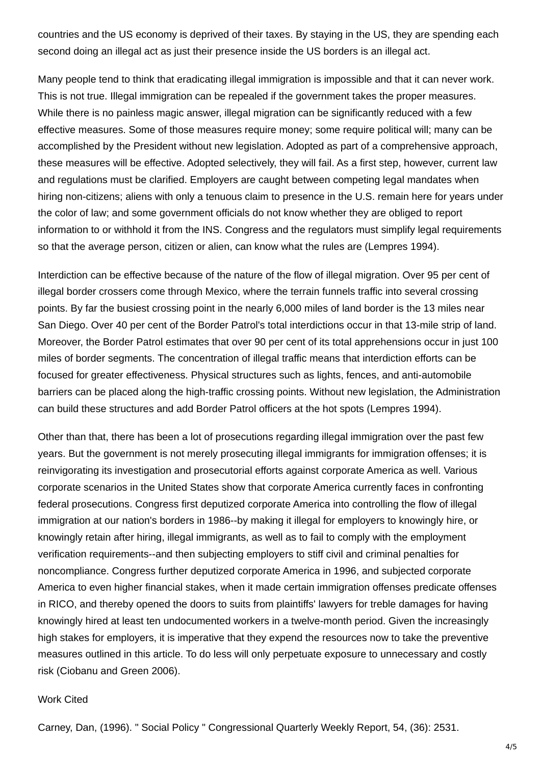countries and the US economy is deprived of their taxes. By staying in the US, they are spending each second doing an illegal act as just their presence inside the US borders is an illegal act.

Many people tend to think that eradicating illegal immigration is impossible and that it can never work. This is not true. Illegal immigration can be repealed if the government takes the proper measures. While there is no painless magic answer, illegal migration can be significantly reduced with a few effective measures. Some of those measures require money; some require political will; many can be accomplished by the President without new legislation. Adopted as part of a comprehensive approach, these measures will be effective. Adopted selectively, they will fail. As a first step, however, current law and regulations must be clarified. Employers are caught between competing legal mandates when hiring non-citizens; aliens with only a tenuous claim to presence in the U.S. remain here for years under the color of law; and some government officials do not know whether they are obliged to report information to or withhold it from the INS. Congress and the regulators must simplify legal requirements so that the average person, citizen or alien, can know what the rules are (Lempres 1994).

Interdiction can be effective because of the nature of the flow of illegal migration. Over 95 per cent of illegal border crossers come through Mexico, where the terrain funnels traffic into several crossing points. By far the busiest crossing point in the nearly 6,000 miles of land border is the 13 miles near San Diego. Over 40 per cent of the Border Patrol's total interdictions occur in that 13-mile strip of land. Moreover, the Border Patrol estimates that over 90 per cent of its total apprehensions occur in just 100 miles of border segments. The concentration of illegal traffic means that interdiction efforts can be focused for greater effectiveness. Physical structures such as lights, fences, and anti-automobile barriers can be placed along the high-traffic crossing points. Without new legislation, the Administration can build these structures and add Border Patrol officers at the hot spots (Lempres 1994).

Other than that, there has been a lot of prosecutions regarding illegal immigration over the past few years. But the government is not merely prosecuting illegal immigrants for immigration offenses; it is reinvigorating its investigation and prosecutorial efforts against corporate America as well. Various corporate scenarios in the United States show that corporate America currently faces in confronting federal prosecutions. Congress first deputized corporate America into controlling the flow of illegal immigration at our nation's borders in 1986--by making it illegal for employers to knowingly hire, or knowingly retain after hiring, illegal immigrants, as well as to fail to comply with the employment verification requirements--and then subjecting employers to stiff civil and criminal penalties for noncompliance. Congress further deputized corporate America in 1996, and subjected corporate America to even higher financial stakes, when it made certain immigration offenses predicate offenses in RICO, and thereby opened the doors to suits from plaintiffs' lawyers for treble damages for having knowingly hired at least ten undocumented workers in a twelve-month period. Given the increasingly high stakes for employers, it is imperative that they expend the resources now to take the preventive measures outlined in this article. To do less will only perpetuate exposure to unnecessary and costly risk (Ciobanu and Green 2006).

Work Cited

Carney, Dan, (1996). " Social Policy " Congressional Quarterly Weekly Report, 54, (36): 2531.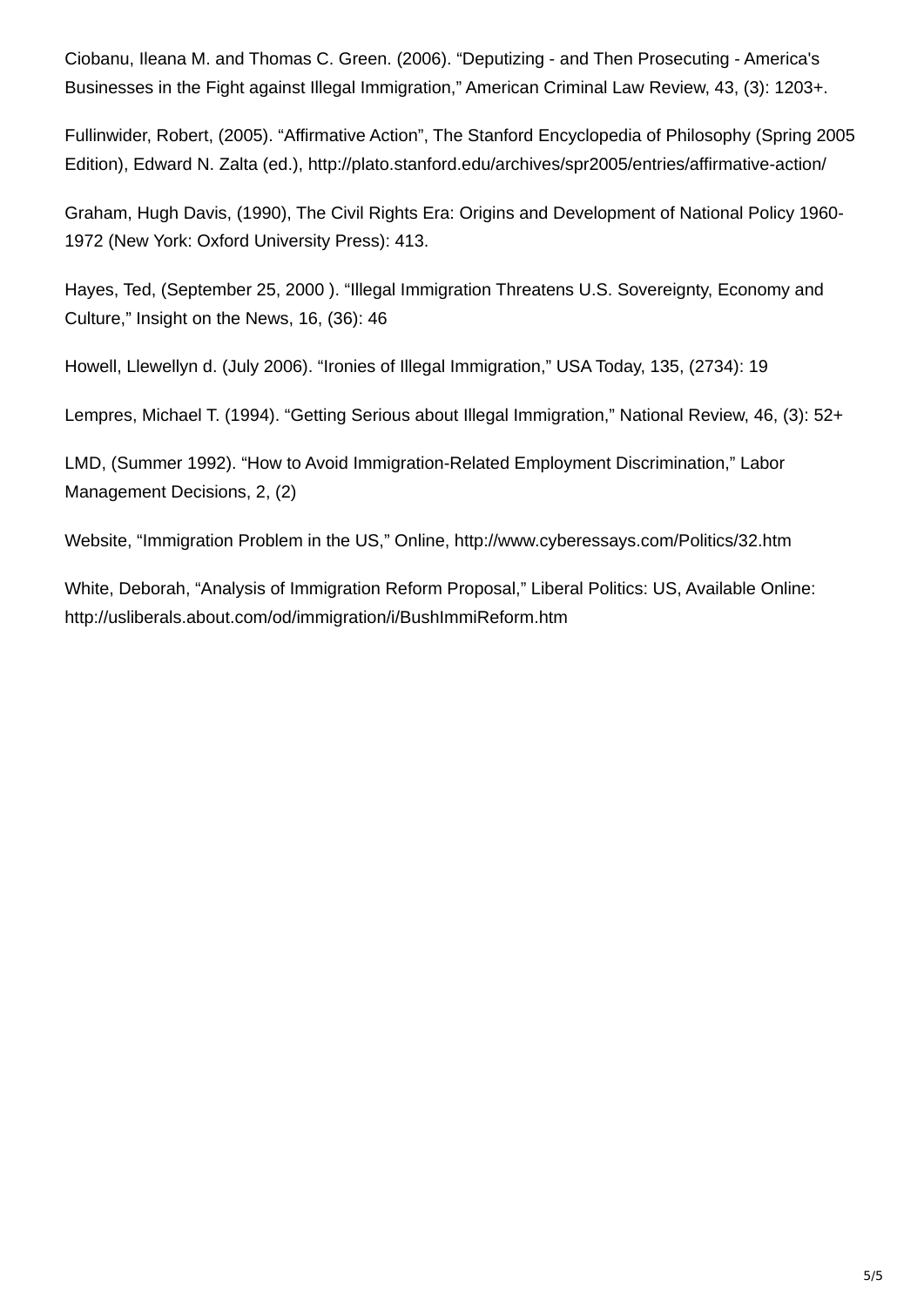Ciobanu, Ileana M. and Thomas C. Green. (2006). “Deputizing - and Then Prosecuting - America's Businesses in the Fight against Illegal Immigration,” American Criminal Law Review, 43, (3): 1203+.

Fullinwider, Robert, (2005). “Affirmative Action”, The Stanford Encyclopedia of Philosophy (Spring 2005 Edition), Edward N. Zalta (ed.), http://plato.stanford.edu/archives/spr2005/entries/affirmative-action/

Graham, Hugh Davis, (1990), The Civil Rights Era: Origins and Development of National Policy 1960-1972 (New York: Oxford University Press): 413.

Hayes, Ted, (September 25, 2000 ). “Illegal Immigration Threatens U.S. Sovereignty, Economy and Culture,” Insight on the News, 16, (36): 46

Howell, Llewellyn d. (July 2006). “Ironies of Illegal Immigration,” USA Today, 135, (2734): 19

Lempres, Michael T. (1994). “Getting Serious about Illegal Immigration,” National Review, 46, (3): 52+

LMD, (Summer 1992). “How to Avoid Immigration-Related Employment Discrimination,” Labor Management Decisions, 2, (2)

Website, “Immigration Problem in the US,” Online, http://www.cyberessays.com/Politics/32.htm

White, Deborah, “Analysis of Immigration Reform Proposal,” Liberal Politics: US, Available Online: http://usliberals.about.com/od/immigration/i/BushImmiReform.htm